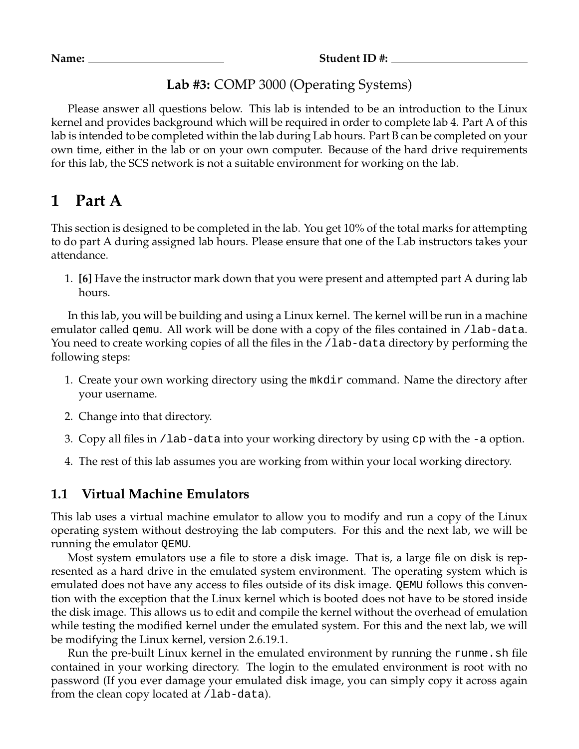**Name:** ______________________ **Student ID #:** ______________________

**Lab #3:** COMP 3000 (Operating Systems)

Please answer all questions below. This lab is intended to be an introduction to the Linux kernel and provides background which will be required in order to complete lab 4. Part A of this lab is intended to be completed within the lab during Lab hours. Part B can be completed on your own time, either in the lab or on your own computer. Because of the hard drive requirements for this lab, the SCS network is not a suitable environment for working on the lab.

# 1 Part A

This section is designed to be completed in the lab. You get 10% of the total marks for attempting to do part A during assigned lab hours. Please ensure that one of the Lab instructors takes your attendance.

1. **[6]** Have the instructor mark down that you were present and attempted part A during lab hours.

In this lab, you will be building and using a Linux kernel. The kernel will be run in a machine emulator called `qemu`. All work will be done with a copy of the files contained in `/lab-data`. You need to create working copies of all the files in the `/lab-data` directory by performing the following steps:

1. Create your own working directory using the `mkdir` command. Name the directory after your username.
2. Change into that directory.
3. Copy all files in `/lab-data` into your working directory by using `cp` with the `-a` option.
4. The rest of this lab assumes you are working from within your local working directory.

## 1.1 Virtual Machine Emulators

This lab uses a virtual machine emulator to allow you to modify and run a copy of the Linux operating system without destroying the lab computers. For this and the next lab, we will be running the emulator `QEMU`.

Most system emulators use a file to store a disk image. That is, a large file on disk is represented as a hard drive in the emulated system environment. The operating system which is emulated does not have any access to files outside of its disk image. `QEMU` follows this convention with the exception that the Linux kernel which is booted does not have to be stored inside the disk image. This allows us to edit and compile the kernel without the overhead of emulation while testing the modified kernel under the emulated system. For this and the next lab, we will be modifying the Linux kernel, version 2.6.19.1.

Run the pre-built Linux kernel in the emulated environment by running the `runme.sh` file contained in your working directory. The login to the emulated environment is root with no password (If you ever damage your emulated disk image, you can simply copy it across again from the clean copy located at `/lab-data`).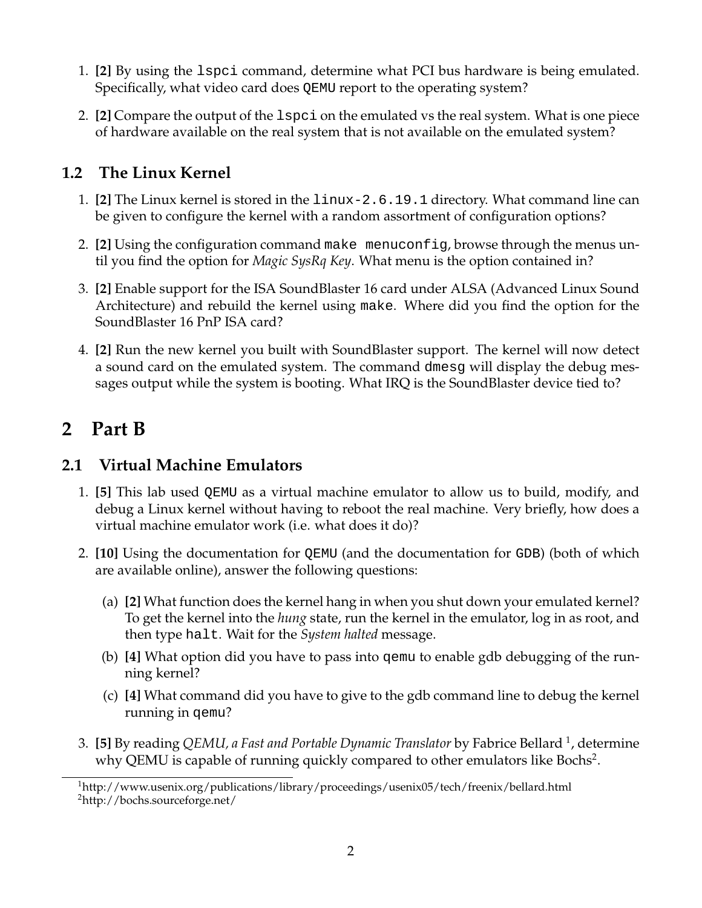1. **[2]** By using the `lspci` command, determine what PCI bus hardware is being emulated. Specifically, what video card does `QEMU` report to the operating system?
2. **[2]** Compare the output of the `lspci` on the emulated vs the real system. What is one piece of hardware available on the real system that is not available on the emulated system?

### 1.2 The Linux Kernel

1. **[2]** The Linux kernel is stored in the `linux-2.6.19.1` directory. What command line can be given to configure the kernel with a random assortment of configuration options?
2. **[2]** Using the configuration command `make menuconfig`, browse through the menus until you find the option for *Magic SysRq Key*. What menu is the option contained in?
3. **[2]** Enable support for the ISA SoundBlaster 16 card under ALSA (Advanced Linux Sound Architecture) and rebuild the kernel using `make`. Where did you find the option for the SoundBlaster 16 PnP ISA card?
4. **[2]** Run the new kernel you built with SoundBlaster support. The kernel will now detect a sound card on the emulated system. The command `dmesg` will display the debug messages output while the system is booting. What IRQ is the SoundBlaster device tied to?

## 2 Part B

### 2.1 Virtual Machine Emulators

1. **[5]** This lab used `QEMU` as a virtual machine emulator to allow us to build, modify, and debug a Linux kernel without having to reboot the real machine. Very briefly, how does a virtual machine emulator work (i.e. what does it do)?
2. **[10]** Using the documentation for `QEMU` (and the documentation for `GDB`) (both of which are available online), answer the following questions:
   (a) **[2]** What function does the kernel hang in when you shut down your emulated kernel? To get the kernel into the *hung* state, run the kernel in the emulator, log in as root, and then type `halt`. Wait for the *System halted* message.
   (b) **[4]** What option did you have to pass into `qemu` to enable gdb debugging of the running kernel?
   (c) **[4]** What command did you have to give to the gdb command line to debug the kernel running in `qemu`?
3. **[5]** By reading *QEMU, a Fast and Portable Dynamic Translator* by Fabrice Bellard [1], determine why QEMU is capable of running quickly compared to other emulators like Bochs[2].

[1] http://www.usenix.org/publications/library/proceedings/usenix05/tech/freenix/bellard.html
[2] http://bochs.sourceforge.net/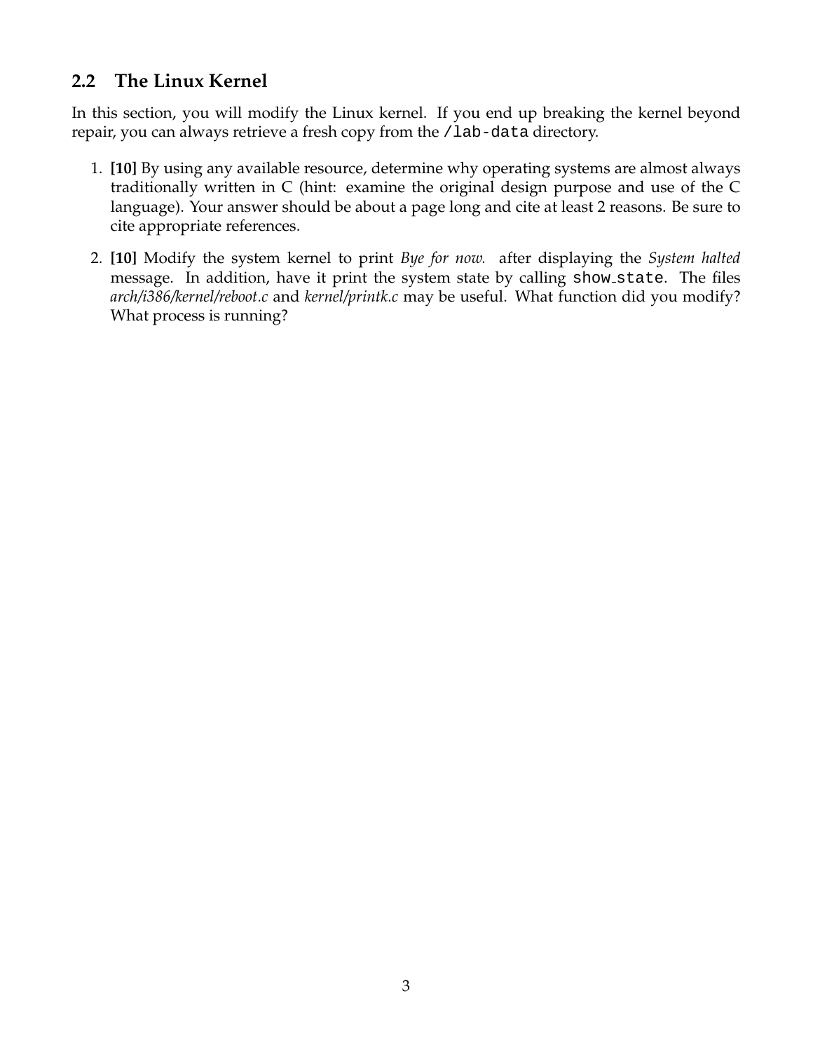## 2.2 The Linux Kernel

In this section, you will modify the Linux kernel. If you end up breaking the kernel beyond repair, you can always retrieve a fresh copy from the `/lab-data` directory.

1. **[10]** By using any available resource, determine why operating systems are almost always traditionally written in C (hint: examine the original design purpose and use of the C language). Your answer should be about a page long and cite at least 2 reasons. Be sure to cite appropriate references.

2. **[10]** Modify the system kernel to print *Bye for now.* after displaying the *System halted* message. In addition, have it print the system state by calling `show_state`. The files *arch/i386/kernel/reboot.c* and *kernel/printk.c* may be useful. What function did you modify? What process is running?